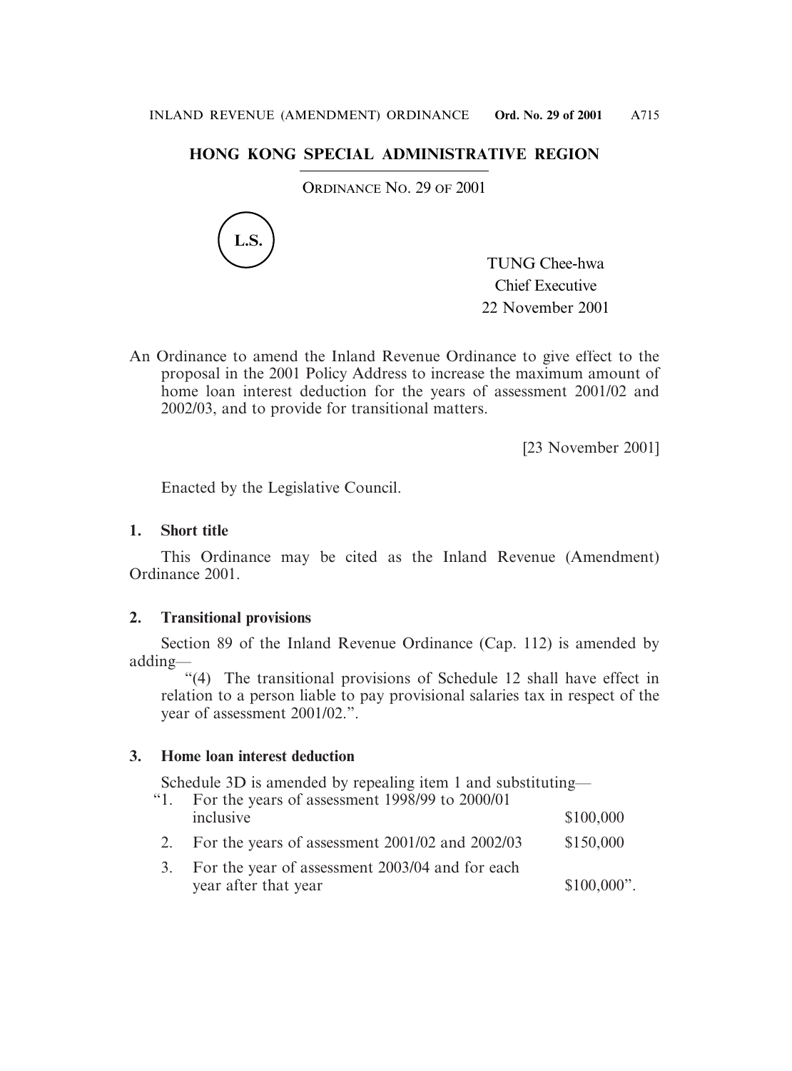## HONG KONG SPECIAL ADMINISTRATIVE REGION

ORDINANCE NO. 29 OF 2001

L.S.

TUNG Chee-hwa
Chief Executive
22 November 2001

An Ordinance to amend the Inland Revenue Ordinance to give effect to the proposal in the 2001 Policy Address to increase the maximum amount of home loan interest deduction for the years of assessment 2001/02 and 2002/03, and to provide for transitional matters.

[23 November 2001]

Enacted by the Legislative Council.

**1. Short title**

This Ordinance may be cited as the Inland Revenue (Amendment) Ordinance 2001.

**2. Transitional provisions**

Section 89 of the Inland Revenue Ordinance (Cap. 112) is amended by adding—

"(4) The transitional provisions of Schedule 12 shall have effect in relation to a person liable to pay provisional salaries tax in respect of the year of assessment 2001/02.".

**3. Home loan interest deduction**

Schedule 3D is amended by repealing item 1 and substituting—

| | | |
|---|---|---|
| "1. | For the years of assessment 1998/99 to 2000/01 inclusive | $100,000 |
| 2. | For the years of assessment 2001/02 and 2002/03 | $150,000 |
| 3. | For the year of assessment 2003/04 and for each year after that year | $100,000". |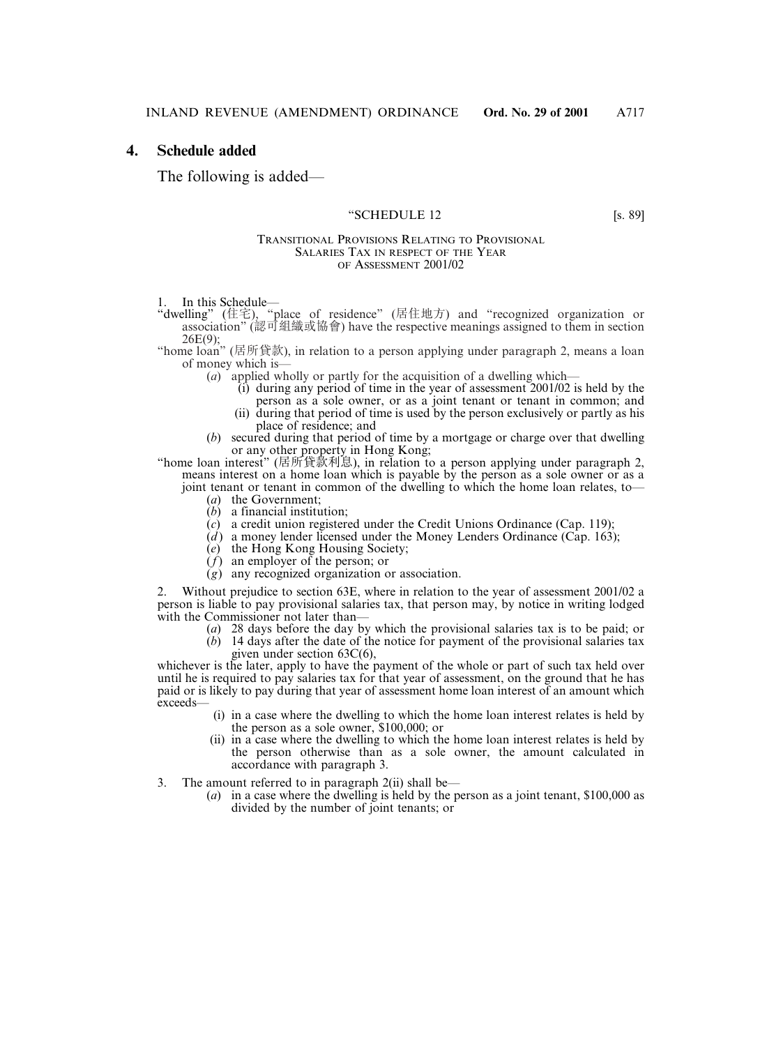## 4. Schedule added

The following is added—

"SCHEDULE 12 [s. 89]

TRANSITIONAL PROVISIONS RELATING TO PROVISIONAL SALARIES TAX IN RESPECT OF THE YEAR OF ASSESSMENT 2001/02

1. In this Schedule—

"dwelling" (住宅), "place of residence" (居住地方) and "recognized organization or association" (認可組織或協會) have the respective meanings assigned to them in section 26E(9);

"home loan" (居所貸款), in relation to a person applying under paragraph 2, means a loan of money which is—

- (*a*) applied wholly or partly for the acquisition of a dwelling which—
  - (i) during any period of time in the year of assessment 2001/02 is held by the person as a sole owner, or as a joint tenant or tenant in common; and
  - (ii) during that period of time is used by the person exclusively or partly as his place of residence; and
- (*b*) secured during that period of time by a mortgage or charge over that dwelling or any other property in Hong Kong;

"home loan interest" (居所貸款利息), in relation to a person applying under paragraph 2, means interest on a home loan which is payable by the person as a sole owner or as a joint tenant or tenant in common of the dwelling to which the home loan relates, to—

- (*a*) the Government;
- (*b*) a financial institution;
- (*c*) a credit union registered under the Credit Unions Ordinance (Cap. 119);
- (*d*) a money lender licensed under the Money Lenders Ordinance (Cap. 163);
- (*e*) the Hong Kong Housing Society;
- (*f*) an employer of the person; or
- (*g*) any recognized organization or association.

2. Without prejudice to section 63E, where in relation to the year of assessment 2001/02 a person is liable to pay provisional salaries tax, that person may, by notice in writing lodged with the Commissioner not later than—

- (*a*) 28 days before the day by which the provisional salaries tax is to be paid; or
- (*b*) 14 days after the date of the notice for payment of the provisional salaries tax given under section 63C(6),

whichever is the later, apply to have the payment of the whole or part of such tax held over until he is required to pay salaries tax for that year of assessment, on the ground that he has paid or is likely to pay during that year of assessment home loan interest of an amount which exceeds—

- (i) in a case where the dwelling to which the home loan interest relates is held by the person as a sole owner, $100,000; or
- (ii) in a case where the dwelling to which the home loan interest relates is held by the person otherwise than as a sole owner, the amount calculated in accordance with paragraph 3.

3. The amount referred to in paragraph 2(ii) shall be—

- (*a*) in a case where the dwelling is held by the person as a joint tenant, $100,000 as divided by the number of joint tenants; or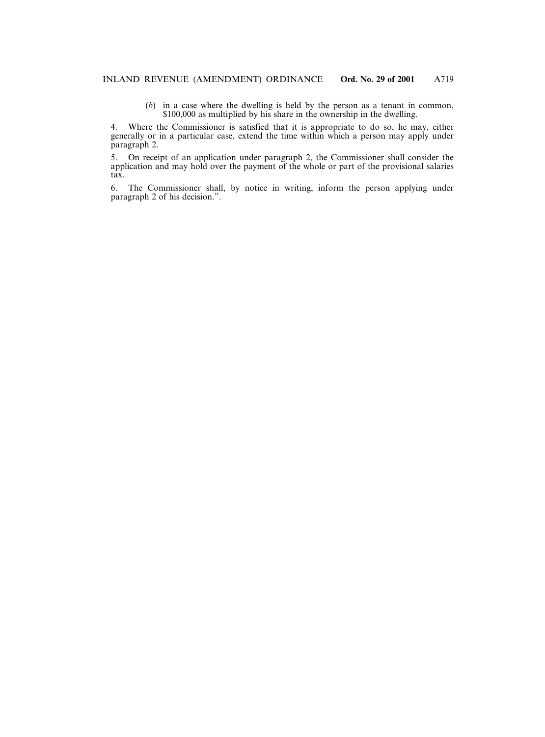(*b*) in a case where the dwelling is held by the person as a tenant in common, $100,000 as multiplied by his share in the ownership in the dwelling.

4. Where the Commissioner is satisfied that it is appropriate to do so, he may, either generally or in a particular case, extend the time within which a person may apply under paragraph 2.

5. On receipt of an application under paragraph 2, the Commissioner shall consider the application and may hold over the payment of the whole or part of the provisional salaries tax.

6. The Commissioner shall, by notice in writing, inform the person applying under paragraph 2 of his decision.".